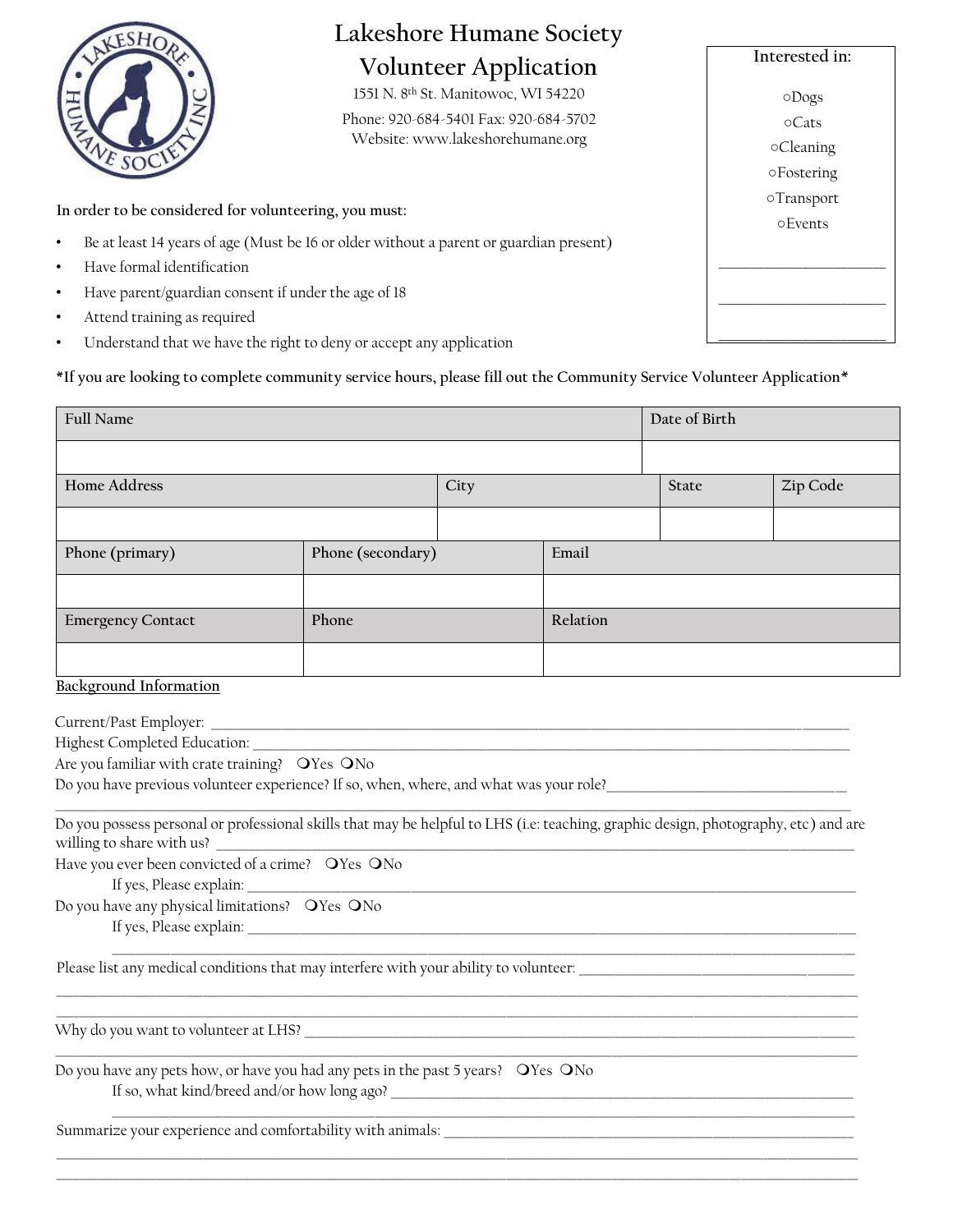# Lakeshore Humane Society
## Volunteer Application

1551 N. 8th St. Manitowoc, WI 54220

Phone: 920-684-5401 Fax: 920-684-5702

Website: www.lakeshorehumane.org

**Interested in:**

○Dogs
○Cats
○Cleaning
○Fostering
○Transport
○Events

______________________

______________________

______________________

**In order to be considered for volunteering, you must:**

- Be at least 14 years of age (Must be 16 or older without a parent or guardian present)
- Have formal identification
- Have parent/guardian consent if under the age of 18
- Attend training as required
- Understand that we have the right to deny or accept any application

**\*If you are looking to complete community service hours, please fill out the Community Service Volunteer Application\***

| Full Name | | | Date of Birth | |
|---|---|---|---|---|
| | | | | |
| Home Address | City | | State | Zip Code |
| | | | | |
| Phone (primary) | Phone (secondary) | Email | | |
| | | | | |
| Emergency Contact | Phone | Relation | | |
| | | | | |

**Background Information**

Current/Past Employer: ______________________________________________________________________

Highest Completed Education: __________________________________________________________________

Are you familiar with crate training? ❍Yes ❍No

Do you have previous volunteer experience? If so, when, where, and what was your role?_______________________________

____________________________________________________________________________________________

Do you possess personal or professional skills that may be helpful to LHS (i.e: teaching, graphic design, photography, etc) and are willing to share with us? ______________________________________________________________

Have you ever been convicted of a crime? ❍Yes ❍No

If yes, Please explain: ______________________________________________________________

Do you have any physical limitations? ❍Yes ❍No

If yes, Please explain: ______________________________________________________________

______________________________________________________________________________________

Please list any medical conditions that may interfere with your ability to volunteer: ______________________________

____________________________________________________________________________________________

____________________________________________________________________________________________

Why do you want to volunteer at LHS? _________________________________________________________

____________________________________________________________________________________________

Do you have any pets how, or have you had any pets in the past 5 years? ❍Yes ❍No

If so, what kind/breed and/or how long ago? _____________________________________________

______________________________________________________________________________________

Summarize your experience and comfortability with animals: ________________________________________

____________________________________________________________________________________________

____________________________________________________________________________________________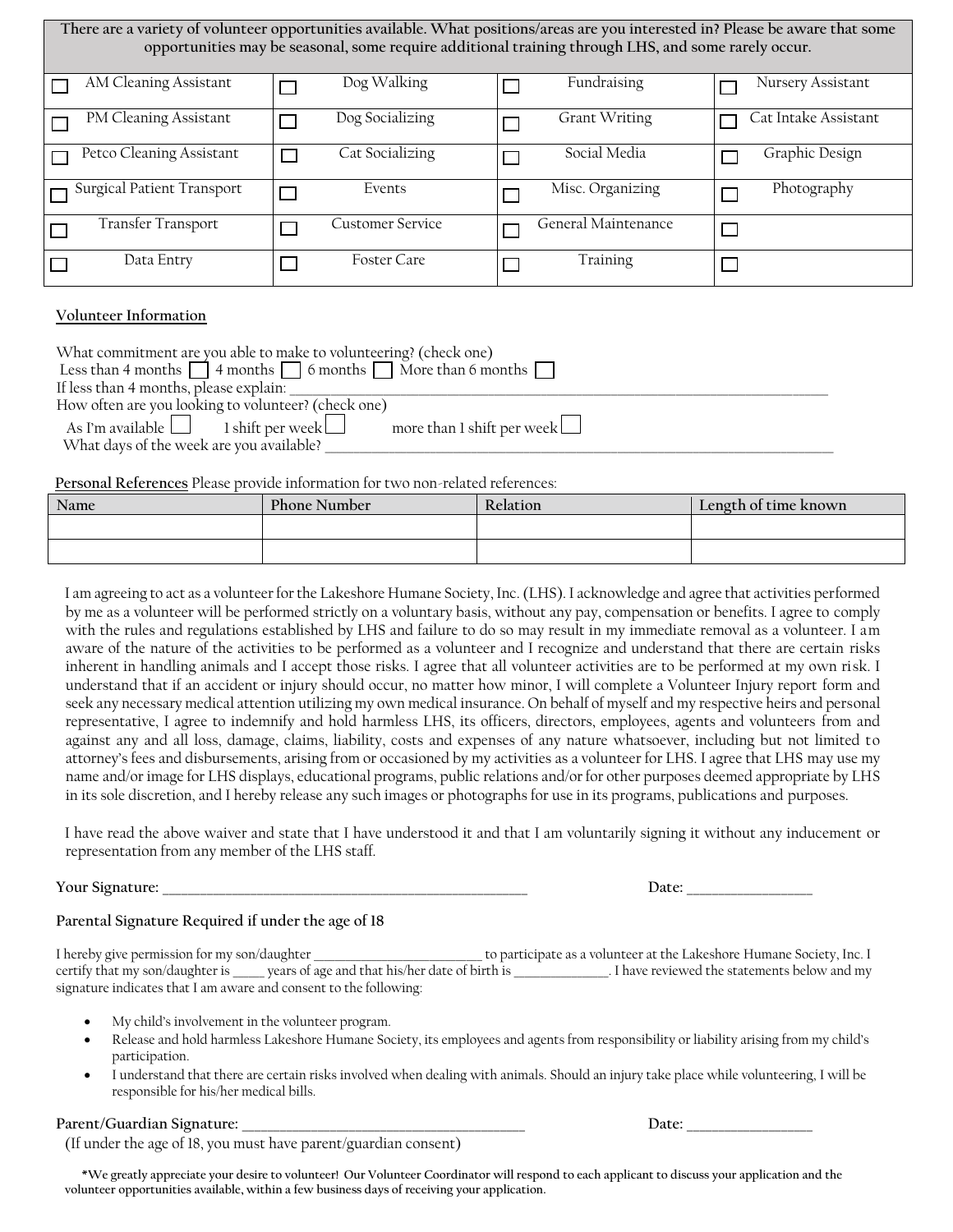| There are a variety of volunteer opportunities available. What positions/areas are you interested in? Please be aware that some opportunities may be seasonal, some require additional training through LHS, and some rarely occur. | | | |
|---|---|---|---|
| ☐ AM Cleaning Assistant | ☐ Dog Walking | ☐ Fundraising | ☐ Nursery Assistant |
| ☐ PM Cleaning Assistant | ☐ Dog Socializing | ☐ Grant Writing | ☐ Cat Intake Assistant |
| ☐ Petco Cleaning Assistant | ☐ Cat Socializing | ☐ Social Media | ☐ Graphic Design |
| ☐ Surgical Patient Transport | ☐ Events | ☐ Misc. Organizing | ☐ Photography |
| ☐ Transfer Transport | ☐ Customer Service | ☐ General Maintenance | ☐ |
| ☐ Data Entry | ☐ Foster Care | ☐ Training | ☐ |

**Volunteer Information**

What commitment are you able to make to volunteering? (check one)
Less than 4 months ☐ 4 months ☐ 6 months ☐ More than 6 months ☐
If less than 4 months, please explain: ____________________________________________

How often are you looking to volunteer? (check one)
As I'm available ☐ 1 shift per week ☐ more than 1 shift per week ☐
What days of the week are you available? ____________________________________________

**Personal References** Please provide information for two non-related references:

| Name | Phone Number | Relation | Length of time known |
|---|---|---|---|
| | | | |
| | | | |

I am agreeing to act as a volunteer for the Lakeshore Humane Society, Inc. (LHS). I acknowledge and agree that activities performed by me as a volunteer will be performed strictly on a voluntary basis, without any pay, compensation or benefits. I agree to comply with the rules and regulations established by LHS and failure to do so may result in my immediate removal as a volunteer. I am aware of the nature of the activities to be performed as a volunteer and I recognize and understand that there are certain risks inherent in handling animals and I accept those risks. I agree that all volunteer activities are to be performed at my own risk. I understand that if an accident or injury should occur, no matter how minor, I will complete a Volunteer Injury report form and seek any necessary medical attention utilizing my own medical insurance. On behalf of myself and my respective heirs and personal representative, I agree to indemnify and hold harmless LHS, its officers, directors, employees, agents and volunteers from and against any and all loss, damage, claims, liability, costs and expenses of any nature whatsoever, including but not limited to attorney's fees and disbursements, arising from or occasioned by my activities as a volunteer for LHS. I agree that LHS may use my name and/or image for LHS displays, educational programs, public relations and/or for other purposes deemed appropriate by LHS in its sole discretion, and I hereby release any such images or photographs for use in its programs, publications and purposes.

I have read the above waiver and state that I have understood it and that I am voluntarily signing it without any inducement or representation from any member of the LHS staff.

**Your Signature:** ______________________________ **Date:** ______________

**Parental Signature Required if under the age of 18**

I hereby give permission for my son/daughter ______________________ to participate as a volunteer at the Lakeshore Humane Society, Inc. I certify that my son/daughter is _____ years of age and that his/her date of birth is ______________. I have reviewed the statements below and my signature indicates that I am aware and consent to the following:

- My child's involvement in the volunteer program.
- Release and hold harmless Lakeshore Humane Society, its employees and agents from responsibility or liability arising from my child's participation.
- I understand that there are certain risks involved when dealing with animals. Should an injury take place while volunteering, I will be responsible for his/her medical bills.

**Parent/Guardian Signature:** ______________________________ **Date:** ______________
(If under the age of 18, you must have parent/guardian consent)

**\*We greatly appreciate your desire to volunteer! Our Volunteer Coordinator will respond to each applicant to discuss your application and the volunteer opportunities available, within a few business days of receiving your application.**